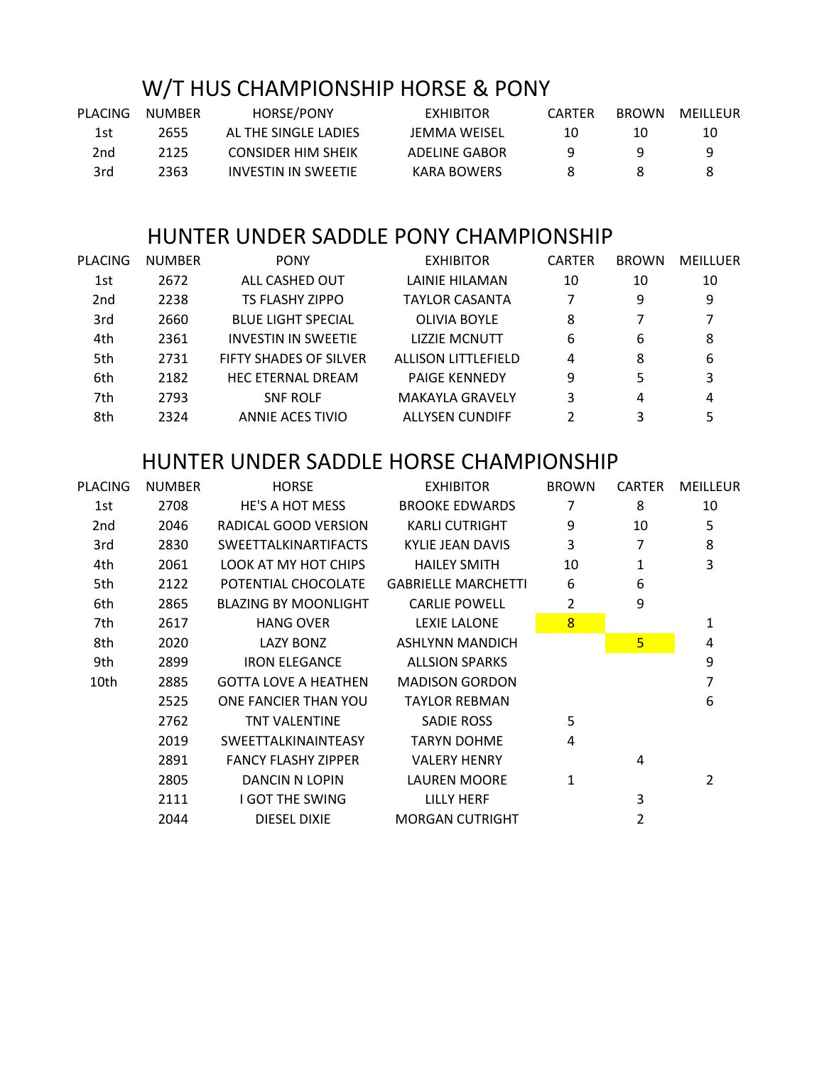## W/T HUS CHAMPIONSHIP HORSE & PONY

| PLACING | NUMBER | HORSE/PONY | EXHIBITOR | CARTER | BROWN | MEILLEUR |
|---|---|---|---|---|---|---|
| 1st | 2655 | AL THE SINGLE LADIES | JEMMA WEISEL | 10 | 10 | 10 |
| 2nd | 2125 | CONSIDER HIM SHEIK | ADELINE GABOR | 9 | 9 | 9 |
| 3rd | 2363 | INVESTIN IN SWEETIE | KARA BOWERS | 8 | 8 | 8 |

## HUNTER UNDER SADDLE PONY CHAMPIONSHIP

| PLACING | NUMBER | PONY | EXHIBITOR | CARTER | BROWN | MEILLUER |
|---|---|---|---|---|---|---|
| 1st | 2672 | ALL CASHED OUT | LAINIE HILAMAN | 10 | 10 | 10 |
| 2nd | 2238 | TS FLASHY ZIPPO | TAYLOR CASANTA | 7 | 9 | 9 |
| 3rd | 2660 | BLUE LIGHT SPECIAL | OLIVIA BOYLE | 8 | 7 | 7 |
| 4th | 2361 | INVESTIN IN SWEETIE | LIZZIE MCNUTT | 6 | 6 | 8 |
| 5th | 2731 | FIFTY SHADES OF SILVER | ALLISON LITTLEFIELD | 4 | 8 | 6 |
| 6th | 2182 | HEC ETERNAL DREAM | PAIGE KENNEDY | 9 | 5 | 3 |
| 7th | 2793 | SNF ROLF | MAKAYLA GRAVELY | 3 | 4 | 4 |
| 8th | 2324 | ANNIE ACES TIVIO | ALLYSEN CUNDIFF | 2 | 3 | 5 |

## HUNTER UNDER SADDLE HORSE CHAMPIONSHIP

| PLACING | NUMBER | HORSE | EXHIBITOR | BROWN | CARTER | MEILLEUR |
|---|---|---|---|---|---|---|
| 1st | 2708 | HE'S A HOT MESS | BROOKE EDWARDS | 7 | 8 | 10 |
| 2nd | 2046 | RADICAL GOOD VERSION | KARLI CUTRIGHT | 9 | 10 | 5 |
| 3rd | 2830 | SWEETTALKINARTIFACTS | KYLIE JEAN DAVIS | 3 | 7 | 8 |
| 4th | 2061 | LOOK AT MY HOT CHIPS | HAILEY SMITH | 10 | 1 | 3 |
| 5th | 2122 | POTENTIAL CHOCOLATE | GABRIELLE MARCHETTI | 6 | 6 | |
| 6th | 2865 | BLAZING BY MOONLIGHT | CARLIE POWELL | 2 | 9 | |
| 7th | 2617 | HANG OVER | LEXIE LALONE | 8 | | 1 |
| 8th | 2020 | LAZY BONZ | ASHLYNN MANDICH | | 5 | 4 |
| 9th | 2899 | IRON ELEGANCE | ALLSION SPARKS | | | 9 |
| 10th | 2885 | GOTTA LOVE A HEATHEN | MADISON GORDON | | | 7 |
| | 2525 | ONE FANCIER THAN YOU | TAYLOR REBMAN | | | 6 |
| | 2762 | TNT VALENTINE | SADIE ROSS | 5 | | |
| | 2019 | SWEETTALKINAINTEASY | TARYN DOHME | 4 | | |
| | 2891 | FANCY FLASHY ZIPPER | VALERY HENRY | | 4 | |
| | 2805 | DANCIN N LOPIN | LAUREN MOORE | 1 | | 2 |
| | 2111 | I GOT THE SWING | LILLY HERF | | 3 | |
| | 2044 | DIESEL DIXIE | MORGAN CUTRIGHT | | 2 | |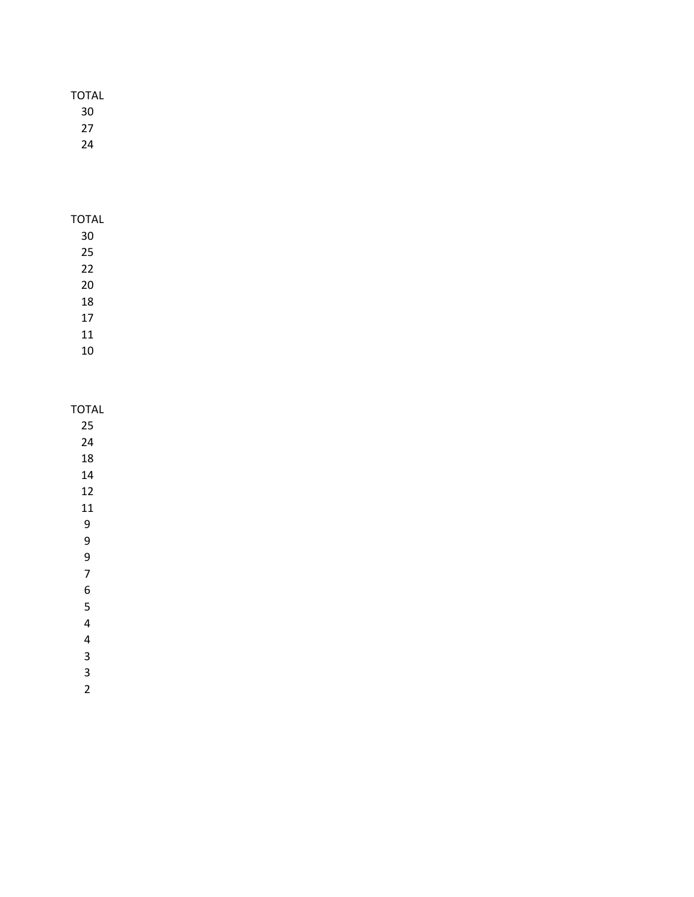| TOTAL |
| --- |
| 30 |
| 27 |
| 24 |

| TOTAL |
| --- |
| 30 |
| 25 |
| 22 |
| 20 |
| 18 |
| 17 |
| 11 |
| 10 |

| TOTAL |
| --- |
| 25 |
| 24 |
| 18 |
| 14 |
| 12 |
| 11 |
| 9 |
| 9 |
| 9 |
| 7 |
| 6 |
| 5 |
| 4 |
| 4 |
| 3 |
| 3 |
| 2 |